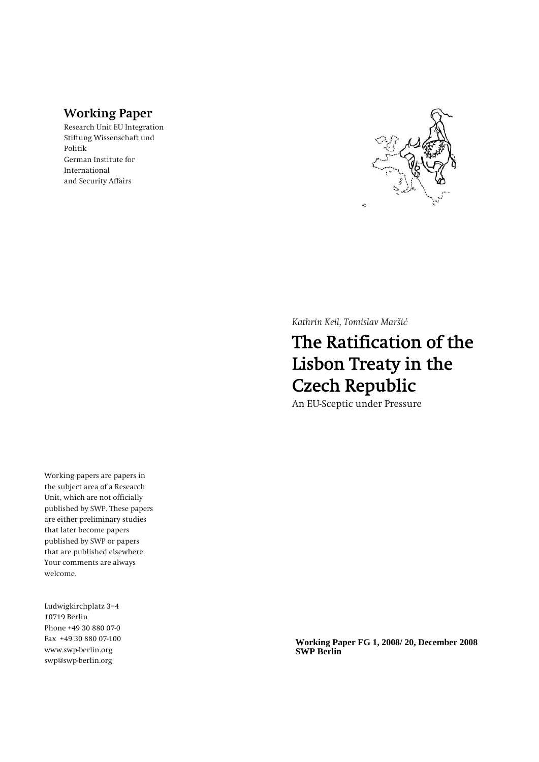**Working Paper**

Research Unit EU Integration
Stiftung Wissenschaft und Politik
German Institute for International and Security Affairs

©

*Kathrin Keil, Tomislav Maršić*

# The Ratification of the Lisbon Treaty in the Czech Republic

An EU-Sceptic under Pressure

Working papers are papers in the subject area of a Research Unit, which are not officially published by SWP. These papers are either preliminary studies that later become papers published by SWP or papers that are published elsewhere. Your comments are always welcome.

Ludwigkirchplatz 3–4
10719 Berlin
Phone +49 30 880 07-0
Fax +49 30 880 07-100
www.swp-berlin.org
swp@swp-berlin.org

**Working Paper FG 1, 2008/ 20, December 2008**
**SWP Berlin**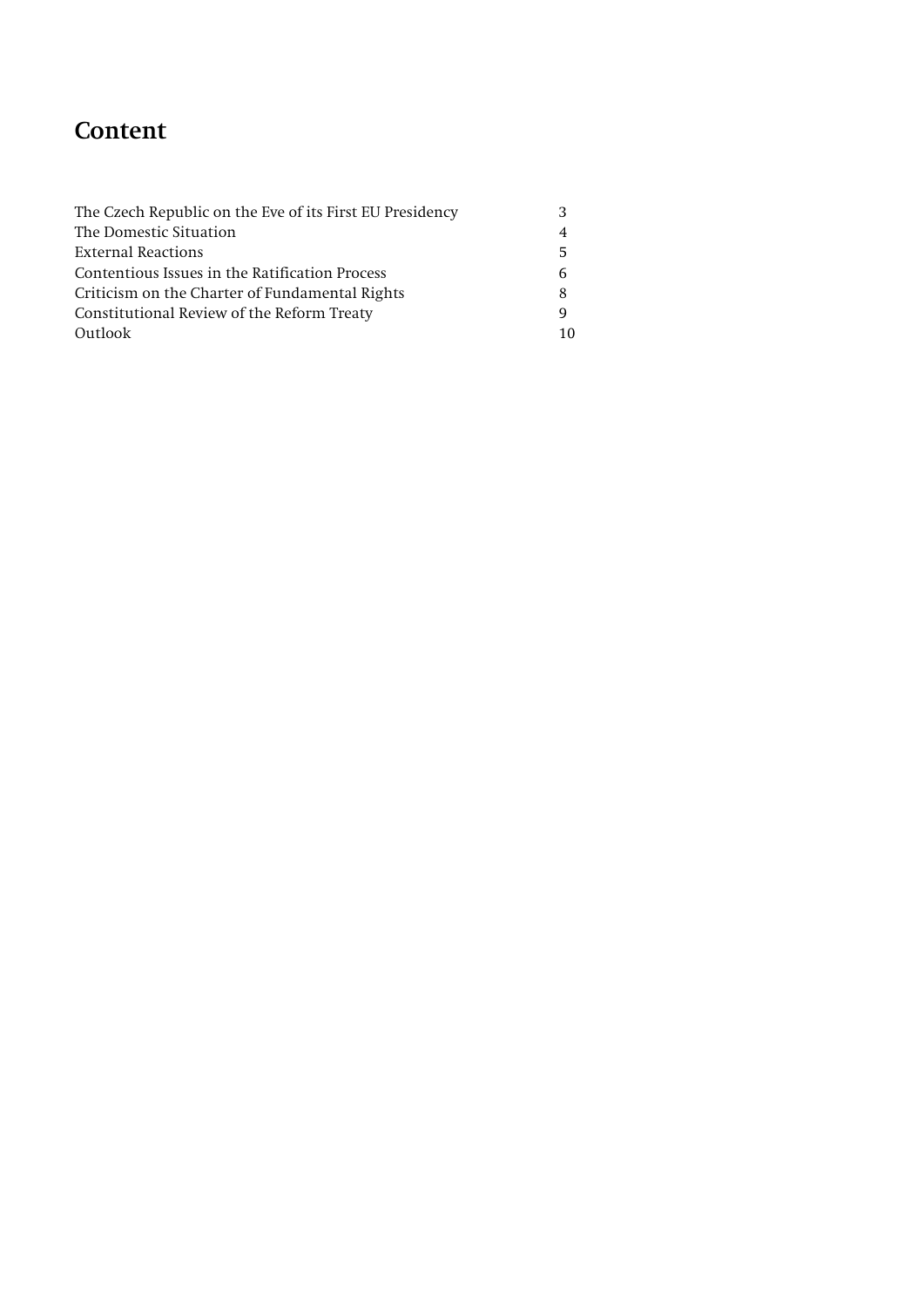# Content

| | |
|---|---|
| The Czech Republic on the Eve of its First EU Presidency | 3 |
| The Domestic Situation | 4 |
| External Reactions | 5 |
| Contentious Issues in the Ratification Process | 6 |
| Criticism on the Charter of Fundamental Rights | 8 |
| Constitutional Review of the Reform Treaty | 9 |
| Outlook | 10 |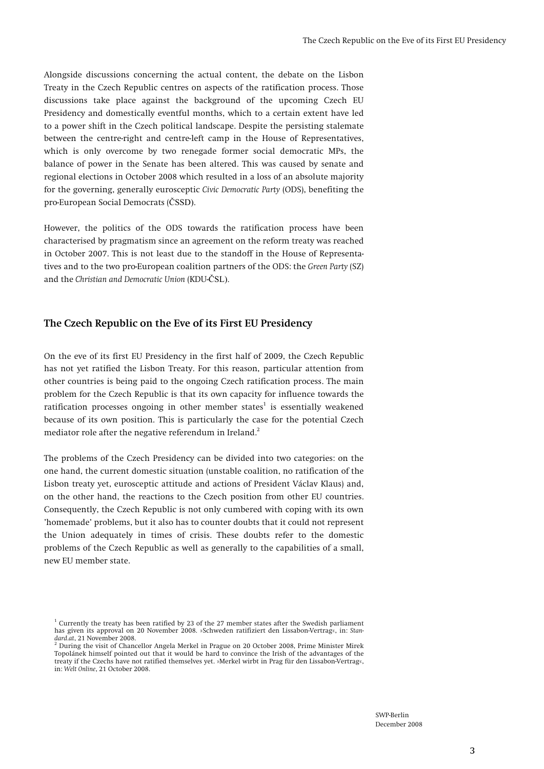Alongside discussions concerning the actual content, the debate on the Lisbon Treaty in the Czech Republic centres on aspects of the ratification process. Those discussions take place against the background of the upcoming Czech EU Presidency and domestically eventful months, which to a certain extent have led to a power shift in the Czech political landscape. Despite the persisting stalemate between the centre-right and centre-left camp in the House of Representatives, which is only overcome by two renegade former social democratic MPs, the balance of power in the Senate has been altered. This was caused by senate and regional elections in October 2008 which resulted in a loss of an absolute majority for the governing, generally eurosceptic *Civic Democratic Party* (ODS), benefiting the pro-European Social Democrats (ČSSD).

However, the politics of the ODS towards the ratification process have been characterised by pragmatism since an agreement on the reform treaty was reached in October 2007. This is not least due to the standoff in the House of Representatives and to the two pro-European coalition partners of the ODS: the *Green Party* (SZ) and the *Christian and Democratic Union* (KDU-ČSL).

## The Czech Republic on the Eve of its First EU Presidency

On the eve of its first EU Presidency in the first half of 2009, the Czech Republic has not yet ratified the Lisbon Treaty. For this reason, particular attention from other countries is being paid to the ongoing Czech ratification process. The main problem for the Czech Republic is that its own capacity for influence towards the ratification processes ongoing in other member states[1] is essentially weakened because of its own position. This is particularly the case for the potential Czech mediator role after the negative referendum in Ireland.[2]

The problems of the Czech Presidency can be divided into two categories: on the one hand, the current domestic situation (unstable coalition, no ratification of the Lisbon treaty yet, eurosceptic attitude and actions of President Václav Klaus) and, on the other hand, the reactions to the Czech position from other EU countries. Consequently, the Czech Republic is not only cumbered with coping with its own 'homemade' problems, but it also has to counter doubts that it could not represent the Union adequately in times of crisis. These doubts refer to the domestic problems of the Czech Republic as well as generally to the capabilities of a small, new EU member state.

[1] Currently the treaty has been ratified by 23 of the 27 member states after the Swedish parliament has given its approval on 20 November 2008. »Schweden ratifiziert den Lissabon-Vertrag«, in: *Standard.at*, 21 November 2008.

[2] During the visit of Chancellor Angela Merkel in Prague on 20 October 2008, Prime Minister Mirek Topolánek himself pointed out that it would be hard to convince the Irish of the advantages of the treaty if the Czechs have not ratified themselves yet. »Merkel wirbt in Prag für den Lissabon-Vertrag«, in: *Welt Online*, 21 October 2008.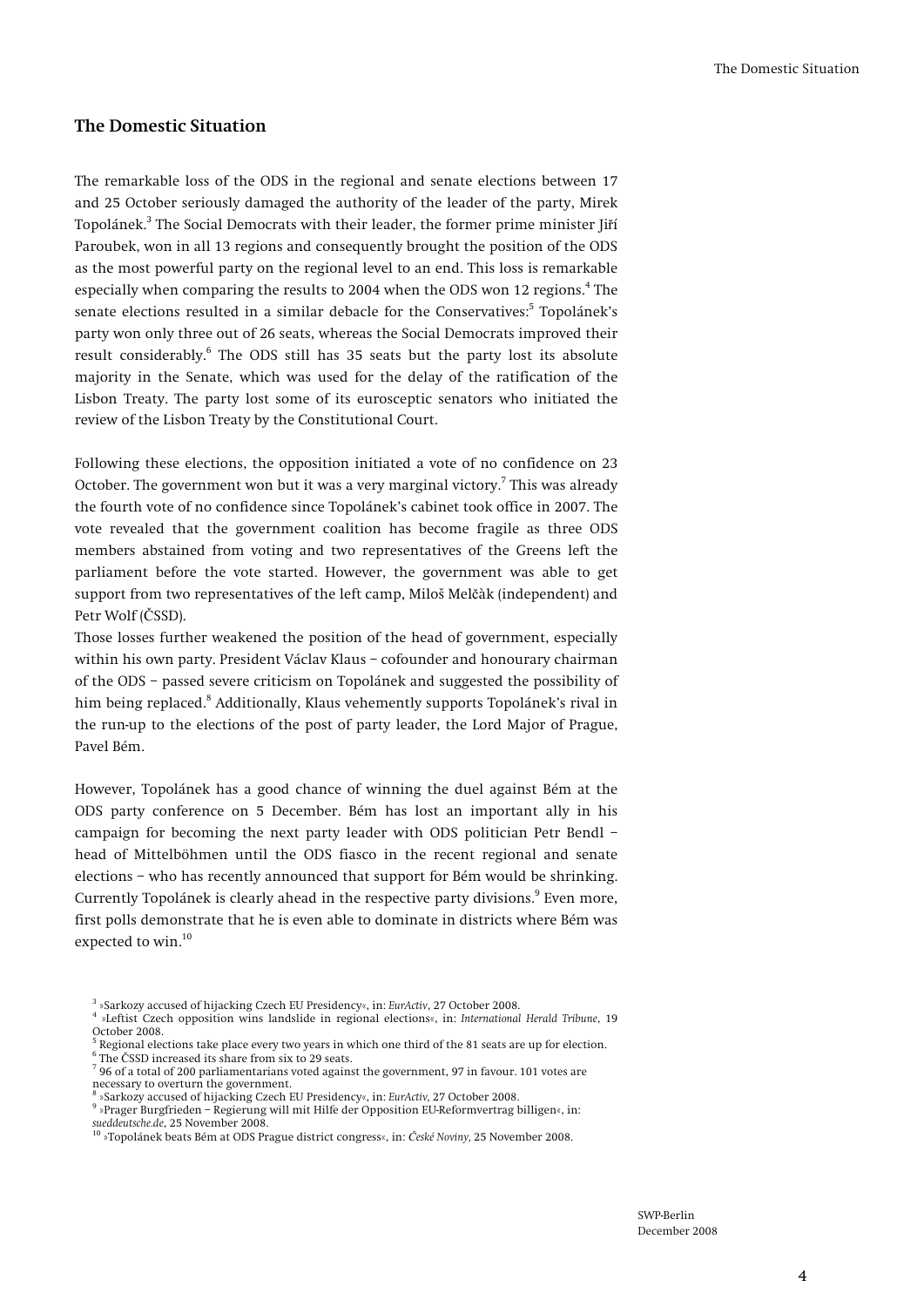## The Domestic Situation

The remarkable loss of the ODS in the regional and senate elections between 17 and 25 October seriously damaged the authority of the leader of the party, Mirek Topolánek.[3] The Social Democrats with their leader, the former prime minister Jiří Paroubek, won in all 13 regions and consequently brought the position of the ODS as the most powerful party on the regional level to an end. This loss is remarkable especially when comparing the results to 2004 when the ODS won 12 regions.[4] The senate elections resulted in a similar debacle for the Conservatives:[5] Topolánek's party won only three out of 26 seats, whereas the Social Democrats improved their result considerably.[6] The ODS still has 35 seats but the party lost its absolute majority in the Senate, which was used for the delay of the ratification of the Lisbon Treaty. The party lost some of its eurosceptic senators who initiated the review of the Lisbon Treaty by the Constitutional Court.

Following these elections, the opposition initiated a vote of no confidence on 23 October. The government won but it was a very marginal victory.[7] This was already the fourth vote of no confidence since Topolánek's cabinet took office in 2007. The vote revealed that the government coalition has become fragile as three ODS members abstained from voting and two representatives of the Greens left the parliament before the vote started. However, the government was able to get support from two representatives of the left camp, Miloš Melčàk (independent) and Petr Wolf (ČSSD).

Those losses further weakened the position of the head of government, especially within his own party. President Václav Klaus – cofounder and honourary chairman of the ODS – passed severe criticism on Topolánek and suggested the possibility of him being replaced.[8] Additionally, Klaus vehemently supports Topolánek's rival in the run-up to the elections of the post of party leader, the Lord Major of Prague, Pavel Bém.

However, Topolánek has a good chance of winning the duel against Bém at the ODS party conference on 5 December. Bém has lost an important ally in his campaign for becoming the next party leader with ODS politician Petr Bendl – head of Mittelböhmen until the ODS fiasco in the recent regional and senate elections – who has recently announced that support for Bém would be shrinking. Currently Topolánek is clearly ahead in the respective party divisions.[9] Even more, first polls demonstrate that he is even able to dominate in districts where Bém was expected to win.[10]

[3] »Sarkozy accused of hijacking Czech EU Presidency«, in: *EurActiv*, 27 October 2008.
[4] »Leftist Czech opposition wins landslide in regional elections«, in: *International Herald Tribune*, 19 October 2008.
[5] Regional elections take place every two years in which one third of the 81 seats are up for election.
[6] The ČSSD increased its share from six to 29 seats.
[7] 96 of a total of 200 parliamentarians voted against the government, 97 in favour. 101 votes are necessary to overturn the government.
[8] »Sarkozy accused of hijacking Czech EU Presidency«, in: *EurActiv*, 27 October 2008.
[9] »Prager Burgfrieden – Regierung will mit Hilfe der Opposition EU-Reformvertrag billigen«, in: *sueddeutsche.de*, 25 November 2008.
[10] »Topolánek beats Bém at ODS Prague district congress«, in: *České Noviny*, 25 November 2008.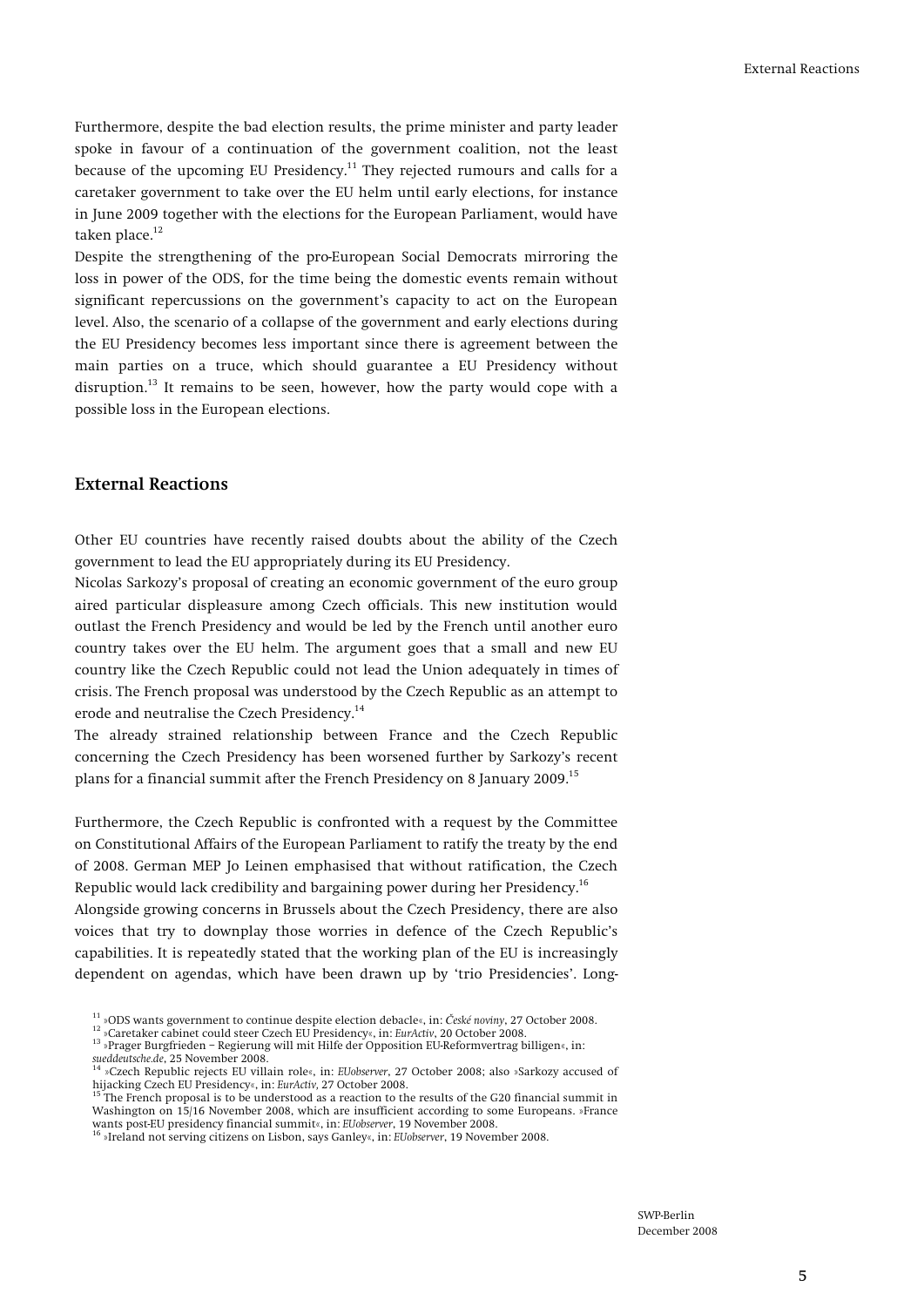Furthermore, despite the bad election results, the prime minister and party leader spoke in favour of a continuation of the government coalition, not the least because of the upcoming EU Presidency.[11] They rejected rumours and calls for a caretaker government to take over the EU helm until early elections, for instance in June 2009 together with the elections for the European Parliament, would have taken place.[12]

Despite the strengthening of the pro-European Social Democrats mirroring the loss in power of the ODS, for the time being the domestic events remain without significant repercussions on the government's capacity to act on the European level. Also, the scenario of a collapse of the government and early elections during the EU Presidency becomes less important since there is agreement between the main parties on a truce, which should guarantee a EU Presidency without disruption.[13] It remains to be seen, however, how the party would cope with a possible loss in the European elections.

## External Reactions

Other EU countries have recently raised doubts about the ability of the Czech government to lead the EU appropriately during its EU Presidency.

Nicolas Sarkozy's proposal of creating an economic government of the euro group aired particular displeasure among Czech officials. This new institution would outlast the French Presidency and would be led by the French until another euro country takes over the EU helm. The argument goes that a small and new EU country like the Czech Republic could not lead the Union adequately in times of crisis. The French proposal was understood by the Czech Republic as an attempt to erode and neutralise the Czech Presidency.[14]

The already strained relationship between France and the Czech Republic concerning the Czech Presidency has been worsened further by Sarkozy's recent plans for a financial summit after the French Presidency on 8 January 2009.[15]

Furthermore, the Czech Republic is confronted with a request by the Committee on Constitutional Affairs of the European Parliament to ratify the treaty by the end of 2008. German MEP Jo Leinen emphasised that without ratification, the Czech Republic would lack credibility and bargaining power during her Presidency.[16]

Alongside growing concerns in Brussels about the Czech Presidency, there are also voices that try to downplay those worries in defence of the Czech Republic's capabilities. It is repeatedly stated that the working plan of the EU is increasingly dependent on agendas, which have been drawn up by 'trio Presidencies'. Long-

[11] »ODS wants government to continue despite election debacle«, in: *České noviny*, 27 October 2008.
[12] »Caretaker cabinet could steer Czech EU Presidency«, in: *EurActiv*, 20 October 2008.
[13] »Prager Burgfrieden – Regierung will mit Hilfe der Opposition EU-Reformvertrag billigen«, in: *sueddeutsche.de*, 25 November 2008.
[14] »Czech Republic rejects EU villain role«, in: *EUobserver*, 27 October 2008; also »Sarkozy accused of hijacking Czech EU Presidency«, in: *EurActiv*, 27 October 2008.
[15] The French proposal is to be understood as a reaction to the results of the G20 financial summit in Washington on 15/16 November 2008, which are insufficient according to some Europeans. »France wants post-EU presidency financial summit«, in: *EUobserver*, 19 November 2008.
[16] »Ireland not serving citizens on Lisbon, says Ganley«, in: *EUobserver*, 19 November 2008.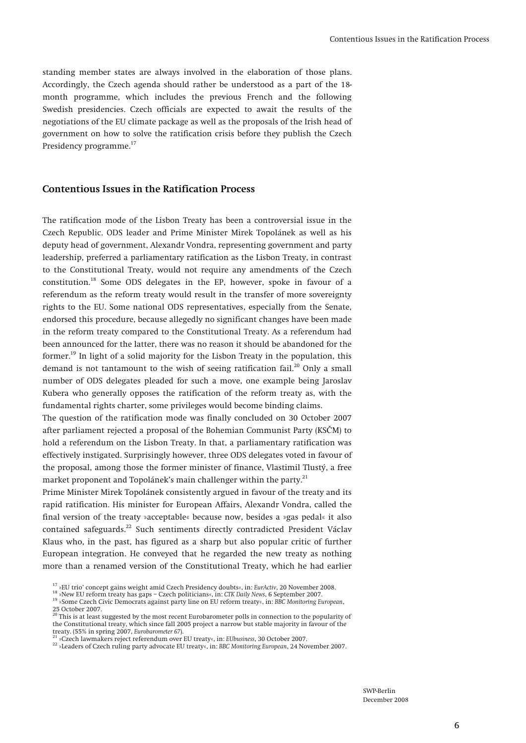standing member states are always involved in the elaboration of those plans. Accordingly, the Czech agenda should rather be understood as a part of the 18-month programme, which includes the previous French and the following Swedish presidencies. Czech officials are expected to await the results of the negotiations of the EU climate package as well as the proposals of the Irish head of government on how to solve the ratification crisis before they publish the Czech Presidency programme.[17]

## Contentious Issues in the Ratification Process

The ratification mode of the Lisbon Treaty has been a controversial issue in the Czech Republic. ODS leader and Prime Minister Mirek Topolánek as well as his deputy head of government, Alexandr Vondra, representing government and party leadership, preferred a parliamentary ratification as the Lisbon Treaty, in contrast to the Constitutional Treaty, would not require any amendments of the Czech constitution.[18] Some ODS delegates in the EP, however, spoke in favour of a referendum as the reform treaty would result in the transfer of more sovereignty rights to the EU. Some national ODS representatives, especially from the Senate, endorsed this procedure, because allegedly no significant changes have been made in the reform treaty compared to the Constitutional Treaty. As a referendum had been announced for the latter, there was no reason it should be abandoned for the former.[19] In light of a solid majority for the Lisbon Treaty in the population, this demand is not tantamount to the wish of seeing ratification fail.[20] Only a small number of ODS delegates pleaded for such a move, one example being Jaroslav Kubera who generally opposes the ratification of the reform treaty as, with the fundamental rights charter, some privileges would become binding claims.

The question of the ratification mode was finally concluded on 30 October 2007 after parliament rejected a proposal of the Bohemian Communist Party (KSČM) to hold a referendum on the Lisbon Treaty. In that, a parliamentary ratification was effectively instigated. Surprisingly however, three ODS delegates voted in favour of the proposal, among those the former minister of finance, Vlastimil Tlustý, a free market proponent and Topolánek's main challenger within the party.[21]

Prime Minister Mirek Topolánek consistently argued in favour of the treaty and its rapid ratification. His minister for European Affairs, Alexandr Vondra, called the final version of the treaty »acceptable« because now, besides a »gas pedal« it also contained safeguards.[22] Such sentiments directly contradicted President Václav Klaus who, in the past, has figured as a sharp but also popular critic of further European integration. He conveyed that he regarded the new treaty as nothing more than a renamed version of the Constitutional Treaty, which he had earlier

---

[17] »EU trio' concept gains weight amid Czech Presidency doubts«, in: *EurActiv*, 20 November 2008.

[18] »New EU reform treaty has gaps – Czech politicians«, in: *CTK Daily News*, 6 September 2007.

[19] »Some Czech Civic Democrats against party line on EU reform treaty«, in: *BBC Monitoring European*, 25 October 2007.

[20] This is at least suggested by the most recent Eurobarometer polls in connection to the popularity of the Constitutional treaty, which since fall 2005 project a narrow but stable majority in favour of the treaty. (55% in spring 2007, *Eurobarometer 67*).

[21] »Czech lawmakers reject referendum over EU treaty«, in: *EUbusiness*, 30 October 2007.

[22] »Leaders of Czech ruling party advocate EU treaty«, in: *BBC Monitoring European*, 24 November 2007.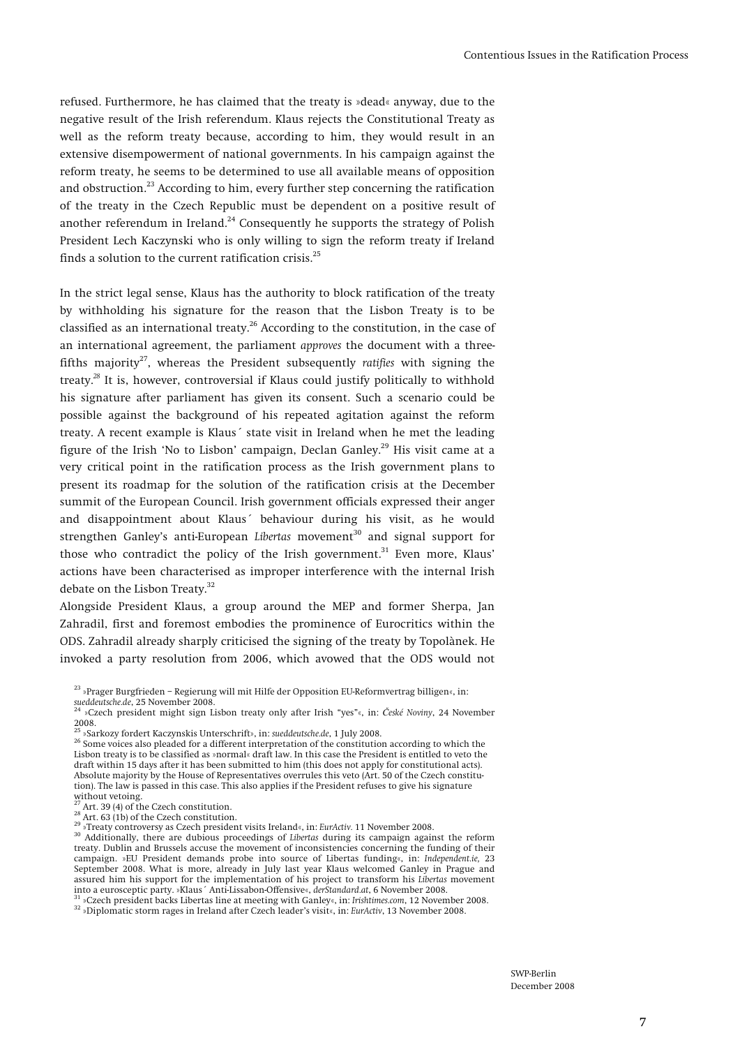refused. Furthermore, he has claimed that the treaty is »dead« anyway, due to the negative result of the Irish referendum. Klaus rejects the Constitutional Treaty as well as the reform treaty because, according to him, they would result in an extensive disempowerment of national governments. In his campaign against the reform treaty, he seems to be determined to use all available means of opposition and obstruction.[23] According to him, every further step concerning the ratification of the treaty in the Czech Republic must be dependent on a positive result of another referendum in Ireland.[24] Consequently he supports the strategy of Polish President Lech Kaczynski who is only willing to sign the reform treaty if Ireland finds a solution to the current ratification crisis.[25]

In the strict legal sense, Klaus has the authority to block ratification of the treaty by withholding his signature for the reason that the Lisbon Treaty is to be classified as an international treaty.[26] According to the constitution, in the case of an international agreement, the parliament *approves* the document with a three-fifths majority[27], whereas the President subsequently *ratifies* with signing the treaty.[28] It is, however, controversial if Klaus could justify politically to withhold his signature after parliament has given its consent. Such a scenario could be possible against the background of his repeated agitation against the reform treaty. A recent example is Klaus´ state visit in Ireland when he met the leading figure of the Irish 'No to Lisbon' campaign, Declan Ganley.[29] His visit came at a very critical point in the ratification process as the Irish government plans to present its roadmap for the solution of the ratification crisis at the December summit of the European Council. Irish government officials expressed their anger and disappointment about Klaus´ behaviour during his visit, as he would strengthen Ganley's anti-European *Libertas* movement[30] and signal support for those who contradict the policy of the Irish government.[31] Even more, Klaus' actions have been characterised as improper interference with the internal Irish debate on the Lisbon Treaty.[32]

Alongside President Klaus, a group around the MEP and former Sherpa, Jan Zahradil, first and foremost embodies the prominence of Eurocritics within the ODS. Zahradil already sharply criticised the signing of the treaty by Topolànek. He invoked a party resolution from 2006, which avowed that the ODS would not

---

[23] »Prager Burgfrieden – Regierung will mit Hilfe der Opposition EU-Reformvertrag billigen«, in: *sueddeutsche.de*, 25 November 2008.

[24] »Czech president might sign Lisbon treaty only after Irish "yes"«, in: *České Noviny*, 24 November 2008.

[25] »Sarkozy fordert Kaczynskis Unterschrift», in: *sueddeutsche.de*, 1 July 2008.

[26] Some voices also pleaded for a different interpretation of the constitution according to which the Lisbon treaty is to be classified as »normal« draft law. In this case the President is entitled to veto the draft within 15 days after it has been submitted to him (this does not apply for constitutional acts). Absolute majority by the House of Representatives overrules this veto (Art. 50 of the Czech constitution). The law is passed in this case. This also applies if the President refuses to give his signature without vetoing.

[27] Art. 39 (4) of the Czech constitution.

[28] Art. 63 (1b) of the Czech constitution.

[29] »Treaty controversy as Czech president visits Ireland«, in: *EurActiv*. 11 November 2008.

[30] Additionally, there are dubious proceedings of *Libertas* during its campaign against the reform treaty. Dublin and Brussels accuse the movement of inconsistencies concerning the funding of their campaign. »EU President demands probe into source of Libertas funding«, in: *Independent.ie*, 23 September 2008. What is more, already in July last year Klaus welcomed Ganley in Prague and assured him his support for the implementation of his project to transform his *Libertas* movement into a eurosceptic party. »Klaus´ Anti-Lissabon-Offensive«, *derStandard.at*, 6 November 2008.

[31] »Czech president backs Libertas line at meeting with Ganley«, in: *Irishtimes.com*, 12 November 2008.

[32] »Diplomatic storm rages in Ireland after Czech leader's visit«, in: *EurActiv*, 13 November 2008.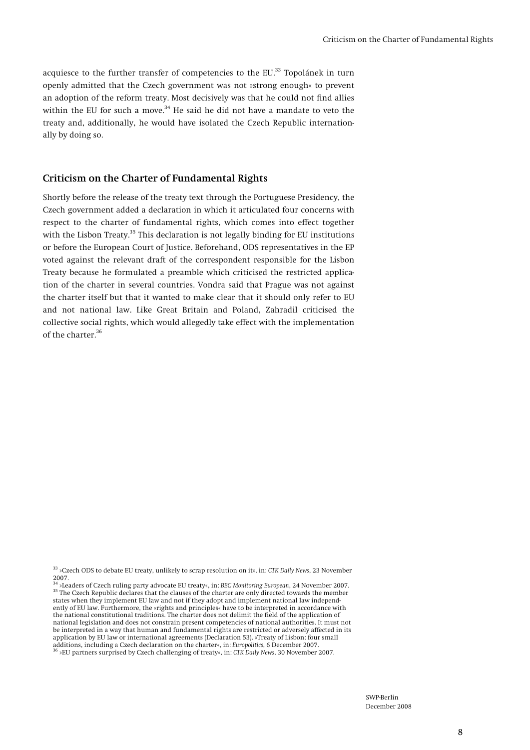acquiesce to the further transfer of competencies to the EU.[33] Topolánek in turn openly admitted that the Czech government was not »strong enough« to prevent an adoption of the reform treaty. Most decisively was that he could not find allies within the EU for such a move.[34] He said he did not have a mandate to veto the treaty and, additionally, he would have isolated the Czech Republic internationally by doing so.

## Criticism on the Charter of Fundamental Rights

Shortly before the release of the treaty text through the Portuguese Presidency, the Czech government added a declaration in which it articulated four concerns with respect to the charter of fundamental rights, which comes into effect together with the Lisbon Treaty.[35] This declaration is not legally binding for EU institutions or before the European Court of Justice. Beforehand, ODS representatives in the EP voted against the relevant draft of the correspondent responsible for the Lisbon Treaty because he formulated a preamble which criticised the restricted application of the charter in several countries. Vondra said that Prague was not against the charter itself but that it wanted to make clear that it should only refer to EU and not national law. Like Great Britain and Poland, Zahradil criticised the collective social rights, which would allegedly take effect with the implementation of the charter.[36]

[33] »Czech ODS to debate EU treaty, unlikely to scrap resolution on it«, in: *CTK Daily News*, 23 November 2007.

[34] »Leaders of Czech ruling party advocate EU treaty«, in: *BBC Monitoring European*, 24 November 2007.

[35] The Czech Republic declares that the clauses of the charter are only directed towards the member states when they implement EU law and not if they adopt and implement national law independently of EU law. Furthermore, the »rights and principles« have to be interpreted in accordance with the national constitutional traditions. The charter does not delimit the field of the application of national legislation and does not constrain present competencies of national authorities. It must not be interpreted in a way that human and fundamental rights are restricted or adversely affected in its application by EU law or international agreements (Declaration 53). »Treaty of Lisbon: four small additions, including a Czech declaration on the charter«, in: *Europolitics*, 6 December 2007.

[36] »EU partners surprised by Czech challenging of treaty«, in: *CTK Daily News*, 30 November 2007.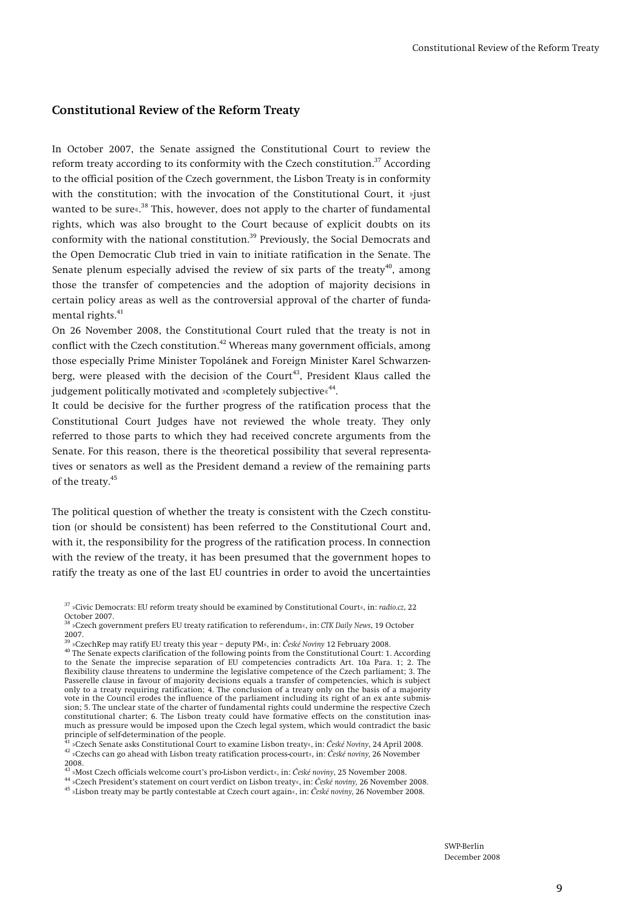## Constitutional Review of the Reform Treaty

In October 2007, the Senate assigned the Constitutional Court to review the reform treaty according to its conformity with the Czech constitution.[37] According to the official position of the Czech government, the Lisbon Treaty is in conformity with the constitution; with the invocation of the Constitutional Court, it »just wanted to be sure«.[38] This, however, does not apply to the charter of fundamental rights, which was also brought to the Court because of explicit doubts on its conformity with the national constitution.[39] Previously, the Social Democrats and the Open Democratic Club tried in vain to initiate ratification in the Senate. The Senate plenum especially advised the review of six parts of the treaty[40], among those the transfer of competencies and the adoption of majority decisions in certain policy areas as well as the controversial approval of the charter of fundamental rights.[41]

On 26 November 2008, the Constitutional Court ruled that the treaty is not in conflict with the Czech constitution.[42] Whereas many government officials, among those especially Prime Minister Topolánek and Foreign Minister Karel Schwarzenberg, were pleased with the decision of the Court[43], President Klaus called the judgement politically motivated and »completely subjective«[44].

It could be decisive for the further progress of the ratification process that the Constitutional Court Judges have not reviewed the whole treaty. They only referred to those parts to which they had received concrete arguments from the Senate. For this reason, there is the theoretical possibility that several representatives or senators as well as the President demand a review of the remaining parts of the treaty.[45]

The political question of whether the treaty is consistent with the Czech constitution (or should be consistent) has been referred to the Constitutional Court and, with it, the responsibility for the progress of the ratification process. In connection with the review of the treaty, it has been presumed that the government hopes to ratify the treaty as one of the last EU countries in order to avoid the uncertainties

---

[37] »Civic Democrats: EU reform treaty should be examined by Constitutional Court«, in: *radio.cz*, 22 October 2007.

[38] »Czech government prefers EU treaty ratification to referendum«, in: *CTK Daily News*, 19 October 2007.

[39] »CzechRep may ratify EU treaty this year – deputy PM«, in: *České Noviny* 12 February 2008.

[40] The Senate expects clarification of the following points from the Constitutional Court: 1. According to the Senate the imprecise separation of EU competencies contradicts Art. 10a Para. 1; 2. The flexibility clause threatens to undermine the legislative competence of the Czech parliament; 3. The Passerelle clause in favour of majority decisions equals a transfer of competencies, which is subject only to a treaty requiring ratification; 4. The conclusion of a treaty only on the basis of a majority vote in the Council erodes the influence of the parliament including its right of an ex ante submission; 5. The unclear state of the charter of fundamental rights could undermine the respective Czech constitutional charter; 6. The Lisbon treaty could have formative effects on the constitution inasmuch as pressure would be imposed upon the Czech legal system, which would contradict the basic principle of self-determination of the people.

[41] »Czech Senate asks Constitutional Court to examine Lisbon treaty«, in: *České Noviny*, 24 April 2008.

[42] »Czechs can go ahead with Lisbon treaty ratification process-court«, in: *České noviny*, 26 November 2008.

[43] »Most Czech officials welcome court's pro-Lisbon verdict«, in: *České noviny*, 25 November 2008.

[44] »Czech President's statement on court verdict on Lisbon treaty«, in: *České noviny*, 26 November 2008.

[45] »Lisbon treaty may be partly contestable at Czech court again«, in: *České noviny*, 26 November 2008.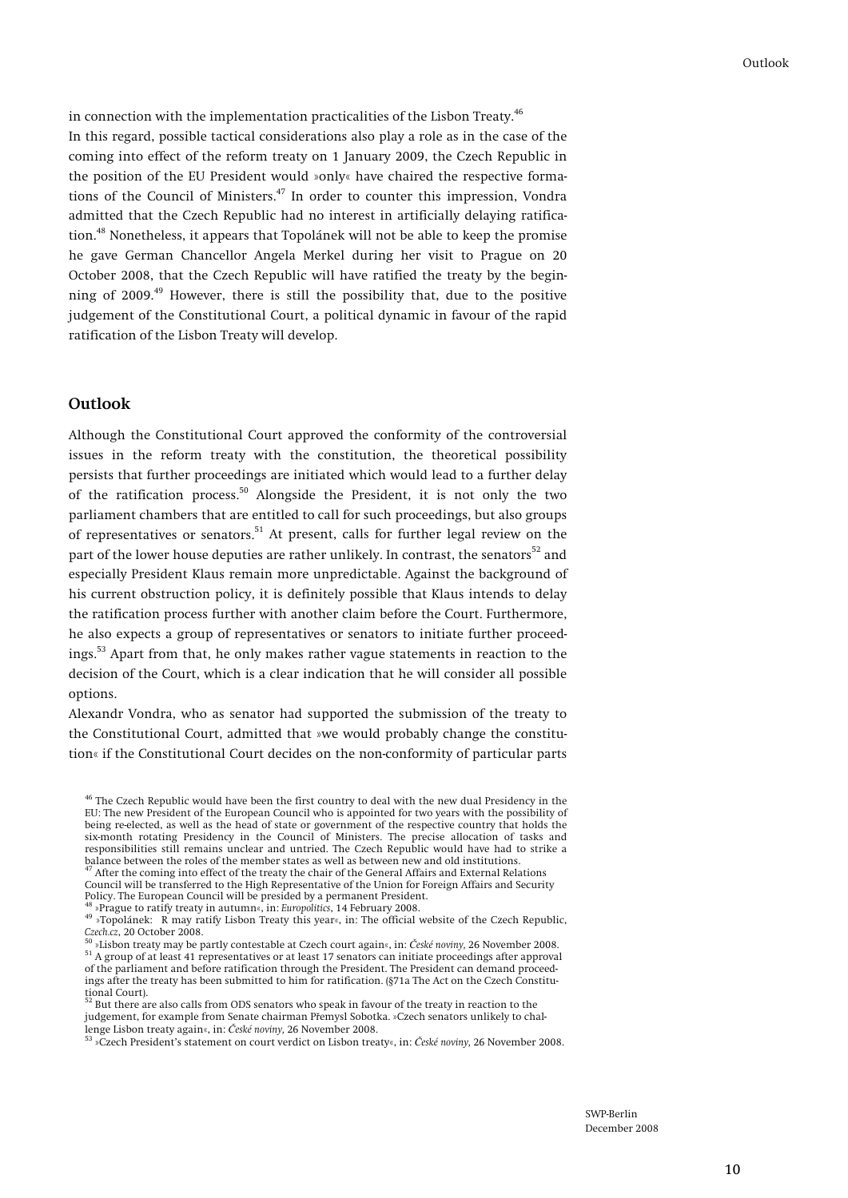in connection with the implementation practicalities of the Lisbon Treaty.[46]

In this regard, possible tactical considerations also play a role as in the case of the coming into effect of the reform treaty on 1 January 2009, the Czech Republic in the position of the EU President would »only« have chaired the respective formations of the Council of Ministers.[47] In order to counter this impression, Vondra admitted that the Czech Republic had no interest in artificially delaying ratification.[48] Nonetheless, it appears that Topolánek will not be able to keep the promise he gave German Chancellor Angela Merkel during her visit to Prague on 20 October 2008, that the Czech Republic will have ratified the treaty by the beginning of 2009.[49] However, there is still the possibility that, due to the positive judgement of the Constitutional Court, a political dynamic in favour of the rapid ratification of the Lisbon Treaty will develop.

## Outlook

Although the Constitutional Court approved the conformity of the controversial issues in the reform treaty with the constitution, the theoretical possibility persists that further proceedings are initiated which would lead to a further delay of the ratification process.[50] Alongside the President, it is not only the two parliament chambers that are entitled to call for such proceedings, but also groups of representatives or senators.[51] At present, calls for further legal review on the part of the lower house deputies are rather unlikely. In contrast, the senators[52] and especially President Klaus remain more unpredictable. Against the background of his current obstruction policy, it is definitely possible that Klaus intends to delay the ratification process further with another claim before the Court. Furthermore, he also expects a group of representatives or senators to initiate further proceedings.[53] Apart from that, he only makes rather vague statements in reaction to the decision of the Court, which is a clear indication that he will consider all possible options.

Alexandr Vondra, who as senator had supported the submission of the treaty to the Constitutional Court, admitted that »we would probably change the constitution« if the Constitutional Court decides on the non-conformity of particular parts

---

[46] The Czech Republic would have been the first country to deal with the new dual Presidency in the EU: The new President of the European Council who is appointed for two years with the possibility of being re-elected, as well as the head of state or government of the respective country that holds the six-month rotating Presidency in the Council of Ministers. The precise allocation of tasks and responsibilities still remains unclear and untried. The Czech Republic would have had to strike a balance between the roles of the member states as well as between new and old institutions.

[47] After the coming into effect of the treaty the chair of the General Affairs and External Relations Council will be transferred to the High Representative of the Union for Foreign Affairs and Security Policy. The European Council will be presided by a permanent President.

[48] »Prague to ratify treaty in autumn«, in: *Europolitics*, 14 February 2008.

[49] »Topolánek: R may ratify Lisbon Treaty this year«, in: The official website of the Czech Republic, *Czech.cz*, 20 October 2008.

[50] »Lisbon treaty may be partly contestable at Czech court again«, in: *České noviny*, 26 November 2008.

[51] A group of at least 41 representatives or at least 17 senators can initiate proceedings after approval of the parliament and before ratification through the President. The President can demand proceedings after the treaty has been submitted to him for ratification. (§71a The Act on the Czech Constitutional Court).

[52] But there are also calls from ODS senators who speak in favour of the treaty in reaction to the judgement, for example from Senate chairman Přemysl Sobotka. »Czech senators unlikely to challenge Lisbon treaty again«, in: *České noviny*, 26 November 2008.

[53] »Czech President's statement on court verdict on Lisbon treaty«, in: *České noviny*, 26 November 2008.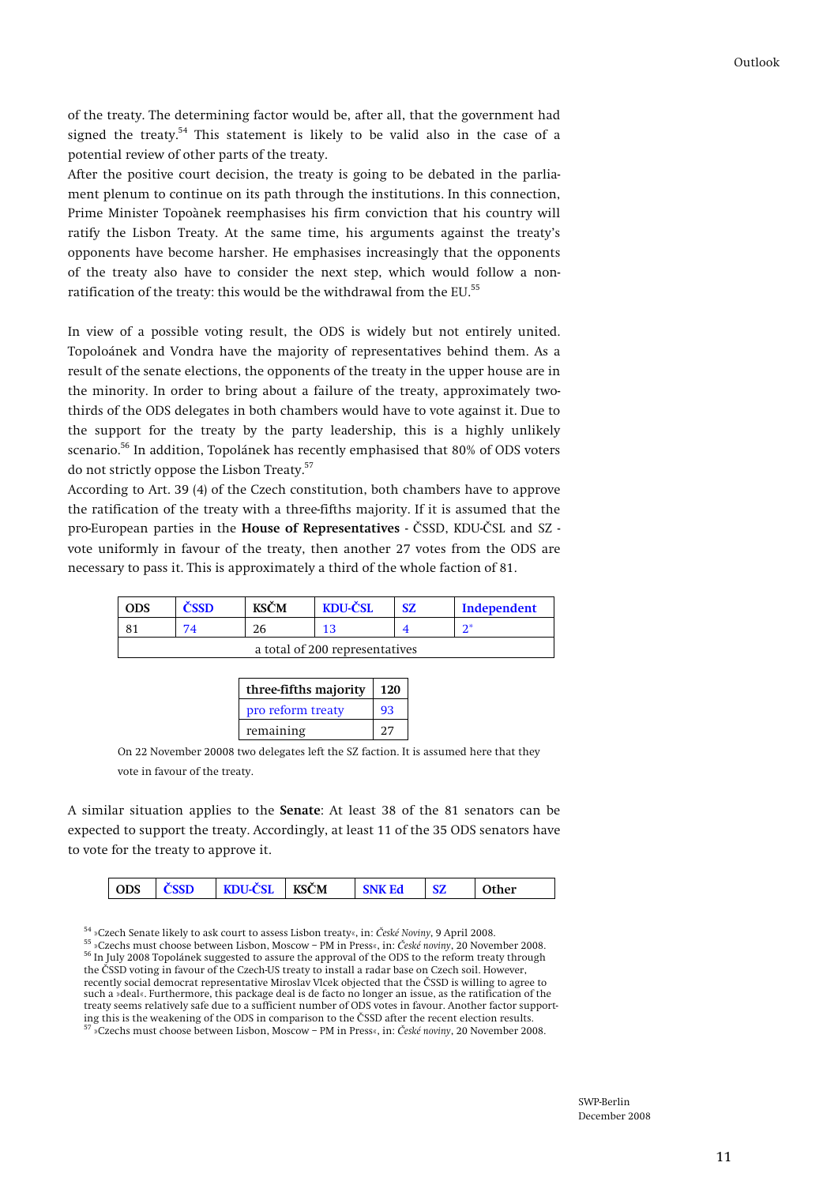of the treaty. The determining factor would be, after all, that the government had signed the treaty.[54] This statement is likely to be valid also in the case of a potential review of other parts of the treaty.

After the positive court decision, the treaty is going to be debated in the parliament plenum to continue on its path through the institutions. In this connection, Prime Minister Topoànek reemphasises his firm conviction that his country will ratify the Lisbon Treaty. At the same time, his arguments against the treaty's opponents have become harsher. He emphasises increasingly that the opponents of the treaty also have to consider the next step, which would follow a non-ratification of the treaty: this would be the withdrawal from the EU.[55]

In view of a possible voting result, the ODS is widely but not entirely united. Topoloánek and Vondra have the majority of representatives behind them. As a result of the senate elections, the opponents of the treaty in the upper house are in the minority. In order to bring about a failure of the treaty, approximately two-thirds of the ODS delegates in both chambers would have to vote against it. Due to the support for the treaty by the party leadership, this is a highly unlikely scenario.[56] In addition, Topolánek has recently emphasised that 80% of ODS voters do not strictly oppose the Lisbon Treaty.[57]

According to Art. 39 (4) of the Czech constitution, both chambers have to approve the ratification of the treaty with a three-fifths majority. If it is assumed that the pro-European parties in the **House of Representatives** - ČSSD, KDU-ČSL and SZ - vote uniformly in favour of the treaty, then another 27 votes from the ODS are necessary to pass it. This is approximately a third of the whole faction of 81.

| ODS | ČSSD | KSČM | KDU-ČSL | SZ | Independent |
|---|---|---|---|---|---|
| 81 | 74 | 26 | 13 | 4 | 2* |
| a total of 200 representatives | | | | | |

| three-fifths majority | 120 |
|---|---|
| pro reform treaty | 93 |
| remaining | 27 |

On 22 November 20008 two delegates left the SZ faction. It is assumed here that they vote in favour of the treaty.

A similar situation applies to the **Senate**: At least 38 of the 81 senators can be expected to support the treaty. Accordingly, at least 11 of the 35 ODS senators have to vote for the treaty to approve it.

| ODS | ČSSD | KDU-ČSL | KSČM | SNK Ed | SZ | Other |
|---|---|---|---|---|---|---|

[54] »Czech Senate likely to ask court to assess Lisbon treaty«, in: *České Noviny*, 9 April 2008.
[55] »Czechs must choose between Lisbon, Moscow – PM in Press«, in: *České noviny*, 20 November 2008.
[56] In July 2008 Topolánek suggested to assure the approval of the ODS to the reform treaty through the ČSSD voting in favour of the Czech-US treaty to install a radar base on Czech soil. However, recently social democrat representative Miroslav Vlcek objected that the ČSSD is willing to agree to such a »deal«. Furthermore, this package deal is de facto no longer an issue, as the ratification of the treaty seems relatively safe due to a sufficient number of ODS votes in favour. Another factor supporting this is the weakening of the ODS in comparison to the ČSSD after the recent election results.
[57] »Czechs must choose between Lisbon, Moscow – PM in Press«, in: *České noviny*, 20 November 2008.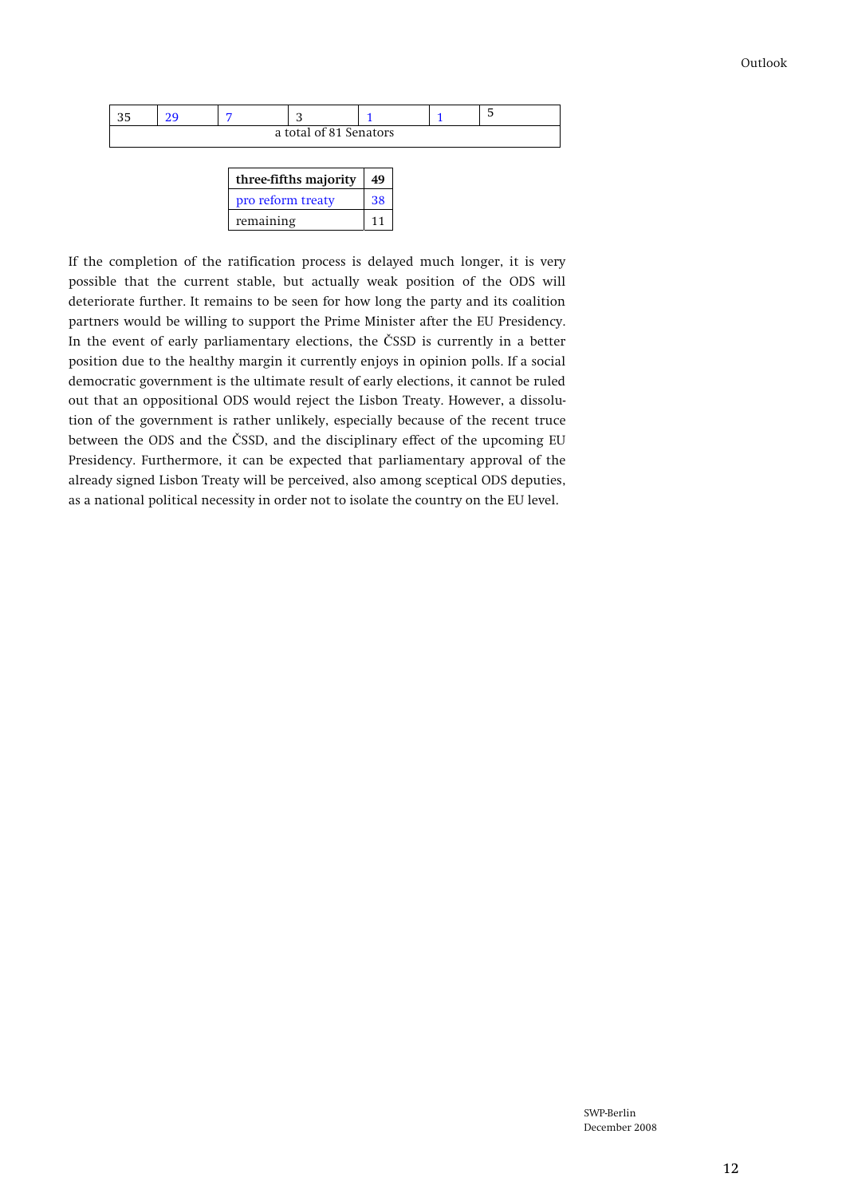| | | | | | | |
|---|---|---|---|---|---|---|
| 35 | 29 | 7 | 3 | 1 | 1 | 5 |
| a total of 81 Senators | | | | | | |

| **three-fifths majority** | **49** |
|---|---|
| pro reform treaty | 38 |
| remaining | 11 |

If the completion of the ratification process is delayed much longer, it is very possible that the current stable, but actually weak position of the ODS will deteriorate further. It remains to be seen for how long the party and its coalition partners would be willing to support the Prime Minister after the EU Presidency. In the event of early parliamentary elections, the ČSSD is currently in a better position due to the healthy margin it currently enjoys in opinion polls. If a social democratic government is the ultimate result of early elections, it cannot be ruled out that an oppositional ODS would reject the Lisbon Treaty. However, a dissolution of the government is rather unlikely, especially because of the recent truce between the ODS and the ČSSD, and the disciplinary effect of the upcoming EU Presidency. Furthermore, it can be expected that parliamentary approval of the already signed Lisbon Treaty will be perceived, also among sceptical ODS deputies, as a national political necessity in order not to isolate the country on the EU level.